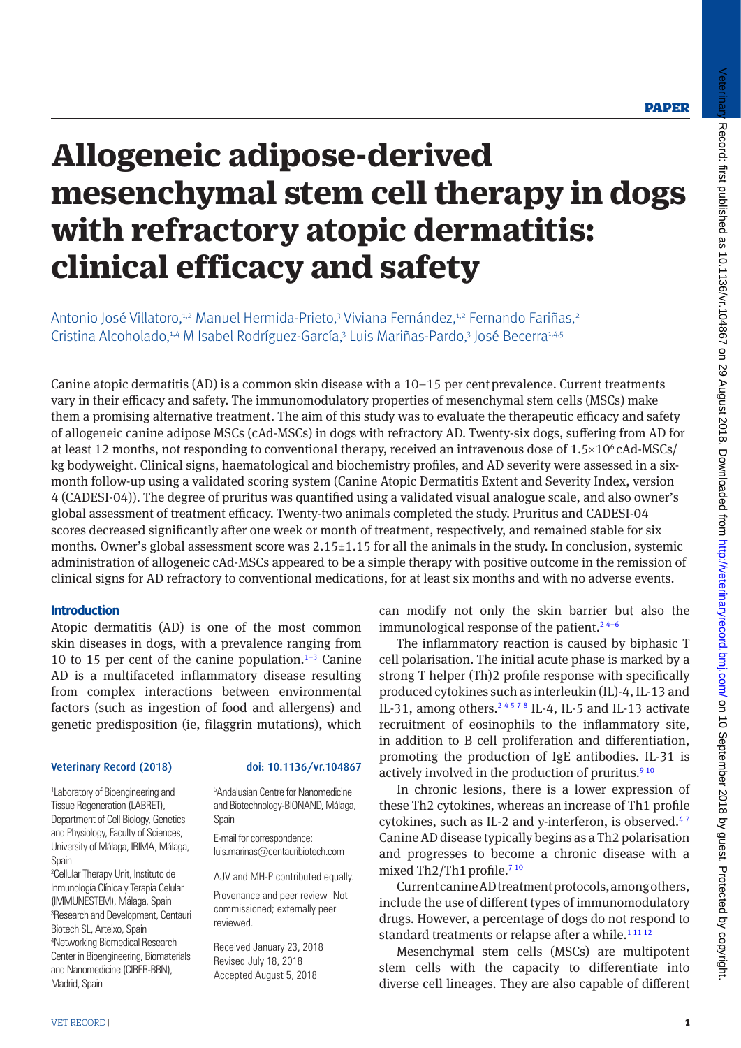PAPER

# Allogeneic adipose-derived mesenchymal stem cell therapy in dogs with refractory atopic dermatitis: clinical efficacy and safety

Antonio José Villatoro,[1,2] Manuel Hermida-Prieto,[3] Viviana Fernández,[1,2] Fernando Fariñas,[2] Cristina Alcoholado,[1,4] M Isabel Rodríguez-García,[3] Luis Mariñas-Pardo,[3] José Becerra[1,4,5]

Canine atopic dermatitis (AD) is a common skin disease with a 10–15 per cent prevalence. Current treatments vary in their efficacy and safety. The immunomodulatory properties of mesenchymal stem cells (MSCs) make them a promising alternative treatment. The aim of this study was to evaluate the therapeutic efficacy and safety of allogeneic canine adipose MSCs (cAd-MSCs) in dogs with refractory AD. Twenty-six dogs, suffering from AD for at least 12 months, not responding to conventional therapy, received an intravenous dose of $1.5\times10^6$ cAd-MSCs/kg bodyweight. Clinical signs, haematological and biochemistry profiles, and AD severity were assessed in a six-month follow-up using a validated scoring system (Canine Atopic Dermatitis Extent and Severity Index, version 4 (CADESI-04)). The degree of pruritus was quantified using a validated visual analogue scale, and also owner's global assessment of treatment efficacy. Twenty-two animals completed the study. Pruritus and CADESI-04 scores decreased significantly after one week or month of treatment, respectively, and remained stable for six months. Owner's global assessment score was $2.15\pm1.15$ for all the animals in the study. In conclusion, systemic administration of allogeneic cAd-MSCs appeared to be a simple therapy with positive outcome in the remission of clinical signs for AD refractory to conventional medications, for at least six months and with no adverse events.

Veterinary Record (2018) doi: 10.1136/vr.104867

[1]Laboratory of Bioengineering and Tissue Regeneration (LABRET), Department of Cell Biology, Genetics and Physiology, Faculty of Sciences, University of Málaga, IBIMA, Málaga, Spain
[2]Cellular Therapy Unit, Instituto de Inmunología Clínica y Terapia Celular (IMMUNESTEM), Málaga, Spain
[3]Research and Development, Centauri Biotech SL, Arteixo, Spain
[4]Networking Biomedical Research Center in Bioengineering, Biomaterials and Nanomedicine (CIBER-BBN), Madrid, Spain
[5]Andalusian Centre for Nanomedicine and Biotechnology-BIONAND, Málaga, Spain

E-mail for correspondence: luis.marinas@centauribiotech.com

AJV and MH-P contributed equally.

Provenance and peer review Not commissioned; externally peer reviewed.

Received January 23, 2018
Revised July 18, 2018
Accepted August 5, 2018

## Introduction

Atopic dermatitis (AD) is one of the most common skin diseases in dogs, with a prevalence ranging from 10 to 15 per cent of the canine population.[1–3] Canine AD is a multifaceted inflammatory disease resulting from complex interactions between environmental factors (such as ingestion of food and allergens) and genetic predisposition (ie, filaggrin mutations), which can modify not only the skin barrier but also the immunological response of the patient.[2 4–6]

The inflammatory reaction is caused by biphasic T cell polarisation. The initial acute phase is marked by a strong T helper (Th)2 profile response with specifically produced cytokines such as interleukin (IL)-4, IL-13 and IL-31, among others.[2 4 5 7 8] IL-4, IL-5 and IL-13 activate recruitment of eosinophils to the inflammatory site, in addition to B cell proliferation and differentiation, promoting the production of IgE antibodies. IL-31 is actively involved in the production of pruritus.[9 10]

In chronic lesions, there is a lower expression of these Th2 cytokines, whereas an increase of Th1 profile cytokines, such as IL-2 and γ-interferon, is observed.[4 7] Canine AD disease typically begins as a Th2 polarisation and progresses to become a chronic disease with a mixed Th2/Th1 profile.[7 10]

Current canine AD treatment protocols, among others, include the use of different types of immunomodulatory drugs. However, a percentage of dogs do not respond to standard treatments or relapse after a while.[1 11 12]

Mesenchymal stem cells (MSCs) are multipotent stem cells with the capacity to differentiate into diverse cell lineages. They are also capable of different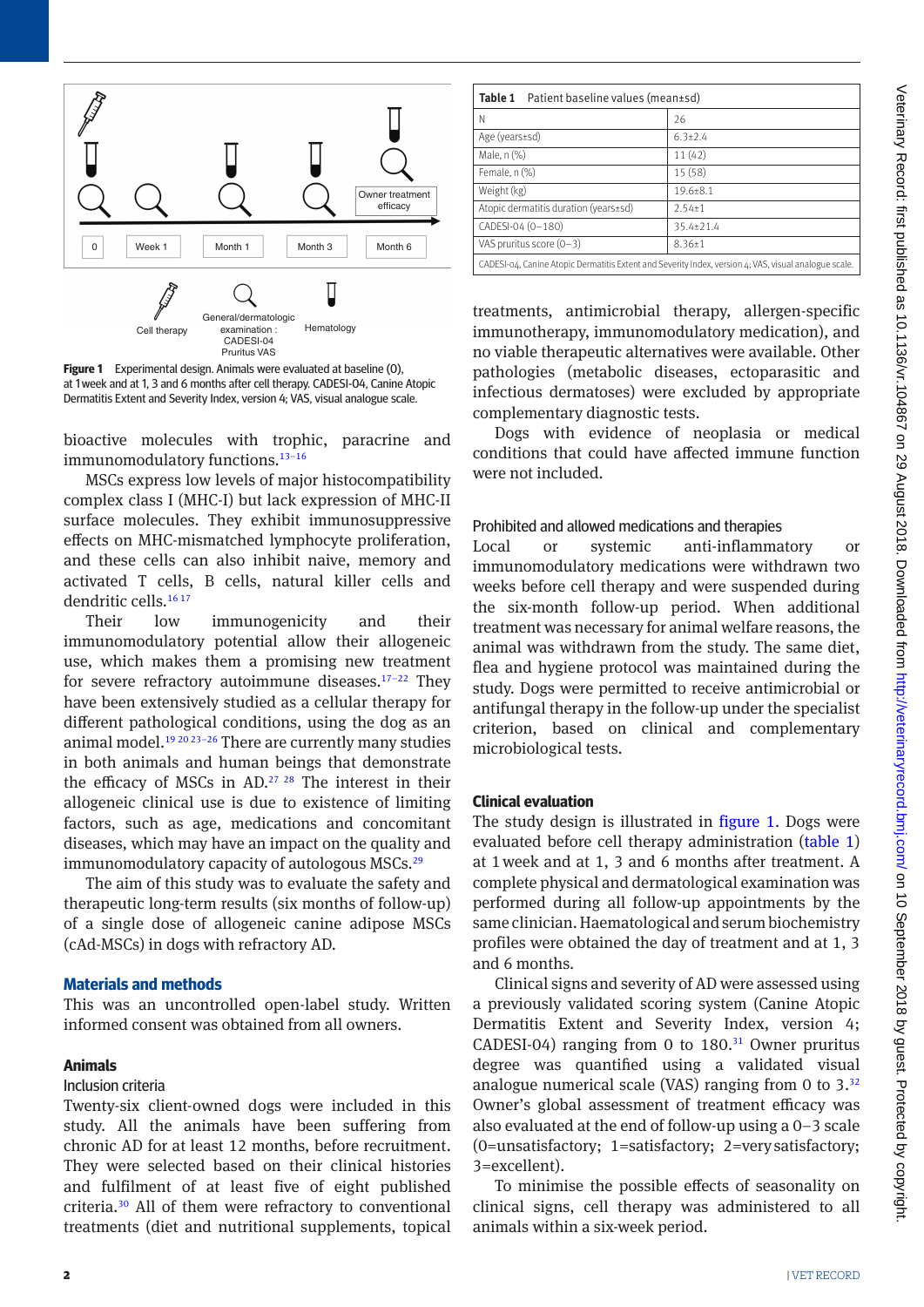Figure 1 Experimental design. Animals were evaluated at baseline (0), at 1 week and at 1, 3 and 6 months after cell therapy. CADESI-04, Canine Atopic Dermatitis Extent and Severity Index, version 4; VAS, visual analogue scale.

bioactive molecules with trophic, paracrine and immunomodulatory functions.[13–16]

MSCs express low levels of major histocompatibility complex class I (MHC-I) but lack expression of MHC-II surface molecules. They exhibit immunosuppressive effects on MHC-mismatched lymphocyte proliferation, and these cells can also inhibit naive, memory and activated T cells, B cells, natural killer cells and dendritic cells.[16 17]

Their low immunogenicity and their immunomodulatory potential allow their allogeneic use, which makes them a promising new treatment for severe refractory autoimmune diseases.[17–22] They have been extensively studied as a cellular therapy for different pathological conditions, using the dog as an animal model.[19 20 23–26] There are currently many studies in both animals and human beings that demonstrate the efficacy of MSCs in AD.[27 28] The interest in their allogeneic clinical use is due to existence of limiting factors, such as age, medications and concomitant diseases, which may have an impact on the quality and immunomodulatory capacity of autologous MSCs.[29]

The aim of this study was to evaluate the safety and therapeutic long-term results (six months of follow-up) of a single dose of allogeneic canine adipose MSCs (cAd-MSCs) in dogs with refractory AD.

## Materials and methods

This was an uncontrolled open-label study. Written informed consent was obtained from all owners.

### Animals

#### Inclusion criteria

Twenty-six client-owned dogs were included in this study. All the animals have been suffering from chronic AD for at least 12 months, before recruitment. They were selected based on their clinical histories and fulfilment of at least five of eight published criteria.[30] All of them were refractory to conventional treatments (diet and nutritional supplements, topical treatments, antimicrobial therapy, allergen-specific immunotherapy, immunomodulatory medication), and no viable therapeutic alternatives were available. Other pathologies (metabolic diseases, ectoparasitic and infectious dermatoses) were excluded by appropriate complementary diagnostic tests.

Dogs with evidence of neoplasia or medical conditions that could have affected immune function were not included.

Table 1 Patient baseline values (mean±sd)

| | |
|---|---|
| N | 26 |
| Age (years±sd) | 6.3±2.4 |
| Male, n (%) | 11 (42) |
| Female, n (%) | 15 (58) |
| Weight (kg) | 19.6±8.1 |
| Atopic dermatitis duration (years±sd) | 2.54±1 |
| CADESI-04 (0–180) | 35.4±21.4 |
| VAS pruritus score (0–3) | 8.36±1 |

CADESI-04, Canine Atopic Dermatitis Extent and Severity Index, version 4; VAS, visual analogue scale.

#### Prohibited and allowed medications and therapies

Local or systemic anti-inflammatory or immunomodulatory medications were withdrawn two weeks before cell therapy and were suspended during the six-month follow-up period. When additional treatment was necessary for animal welfare reasons, the animal was withdrawn from the study. The same diet, flea and hygiene protocol was maintained during the study. Dogs were permitted to receive antimicrobial or antifungal therapy in the follow-up under the specialist criterion, based on clinical and complementary microbiological tests.

### Clinical evaluation

The study design is illustrated in figure 1. Dogs were evaluated before cell therapy administration (table 1) at 1 week and at 1, 3 and 6 months after treatment. A complete physical and dermatological examination was performed during all follow-up appointments by the same clinician. Haematological and serum biochemistry profiles were obtained the day of treatment and at 1, 3 and 6 months.

Clinical signs and severity of AD were assessed using a previously validated scoring system (Canine Atopic Dermatitis Extent and Severity Index, version 4; CADESI-04) ranging from 0 to 180.[31] Owner pruritus degree was quantified using a validated visual analogue numerical scale (VAS) ranging from 0 to 3.[32] Owner's global assessment of treatment efficacy was also evaluated at the end of follow-up using a 0–3 scale (0=unsatisfactory; 1=satisfactory; 2=very satisfactory; 3=excellent).

To minimise the possible effects of seasonality on clinical signs, cell therapy was administered to all animals within a six-week period.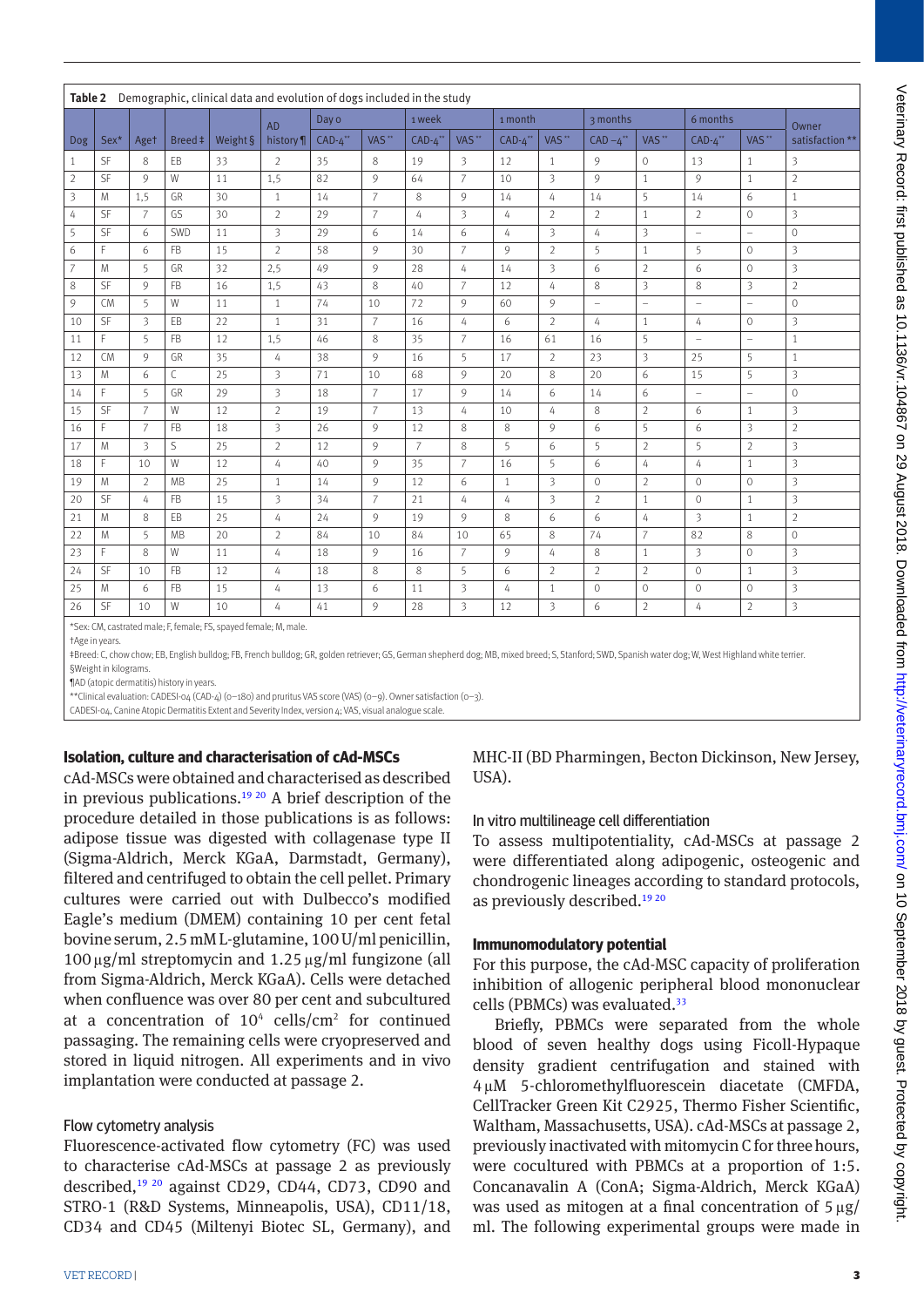**Table 2** Demographic, clinical data and evolution of dogs included in the study

| Dog | Sex* | Age† | Breed‡ | Weight§ | AD history¶ | Day 0 | | 1 week | | 1 month | | 3 months | | 6 months | | Owner satisfaction** |
|---|---|---|---|---|---|---|---|---|---|---|---|---|---|---|---|---|
| | | | | | | CAD-4** | VAS** | CAD-4** | VAS** | CAD-4** | VAS** | CAD −4** | VAS** | CAD-4** | VAS** | |
| 1 | SF | 8 | EB | 33 | 2 | 35 | 8 | 19 | 3 | 12 | 1 | 9 | 0 | 13 | 1 | 3 |
| 2 | SF | 9 | W | 11 | 1,5 | 82 | 9 | 64 | 7 | 10 | 3 | 9 | 1 | 9 | 1 | 2 |
| 3 | M | 1,5 | GR | 30 | 1 | 14 | 7 | 8 | 9 | 14 | 4 | 14 | 5 | 14 | 6 | 1 |
| 4 | SF | 7 | GS | 30 | 2 | 29 | 7 | 4 | 3 | 4 | 2 | 2 | 1 | 2 | 0 | 3 |
| 5 | SF | 6 | SWD | 11 | 3 | 29 | 6 | 14 | 6 | 4 | 3 | 4 | 3 | – | – | 0 |
| 6 | F | 6 | FB | 15 | 2 | 58 | 9 | 30 | 7 | 9 | 2 | 5 | 1 | 5 | 0 | 3 |
| 7 | M | 5 | GR | 32 | 2,5 | 49 | 9 | 28 | 4 | 14 | 3 | 6 | 2 | 6 | 0 | 3 |
| 8 | SF | 9 | FB | 16 | 1,5 | 43 | 8 | 40 | 7 | 12 | 4 | 8 | 3 | 8 | 3 | 2 |
| 9 | CM | 5 | W | 11 | 1 | 74 | 10 | 72 | 9 | 60 | 9 | – | – | – | – | 0 |
| 10 | SF | 3 | EB | 22 | 1 | 31 | 7 | 16 | 4 | 6 | 2 | 4 | 1 | 4 | 0 | 3 |
| 11 | F | 5 | FB | 12 | 1,5 | 46 | 8 | 35 | 7 | 16 | 61 | 16 | 5 | – | – | 1 |
| 12 | CM | 9 | GR | 35 | 4 | 38 | 9 | 16 | 5 | 17 | 2 | 23 | 3 | 25 | 5 | 1 |
| 13 | M | 6 | C | 25 | 3 | 71 | 10 | 68 | 9 | 20 | 8 | 20 | 6 | 15 | 5 | 3 |
| 14 | F | 5 | GR | 29 | 3 | 18 | 7 | 17 | 9 | 14 | 6 | 14 | 6 | – | – | 0 |
| 15 | SF | 7 | W | 12 | 2 | 19 | 7 | 13 | 4 | 10 | 4 | 8 | 2 | 6 | 1 | 3 |
| 16 | F | 7 | FB | 18 | 3 | 26 | 9 | 12 | 8 | 8 | 9 | 6 | 5 | 6 | 3 | 2 |
| 17 | M | 3 | S | 25 | 2 | 12 | 9 | 7 | 8 | 5 | 6 | 5 | 2 | 5 | 2 | 3 |
| 18 | F | 10 | W | 12 | 4 | 40 | 9 | 35 | 7 | 16 | 5 | 6 | 4 | 4 | 1 | 3 |
| 19 | M | 2 | MB | 25 | 1 | 14 | 9 | 12 | 6 | 1 | 3 | 0 | 2 | 0 | 0 | 3 |
| 20 | SF | 4 | FB | 15 | 3 | 34 | 7 | 21 | 4 | 4 | 3 | 2 | 1 | 0 | 1 | 3 |
| 21 | M | 8 | EB | 25 | 4 | 24 | 9 | 19 | 9 | 8 | 6 | 6 | 4 | 3 | 1 | 2 |
| 22 | M | 5 | MB | 20 | 2 | 84 | 10 | 84 | 10 | 65 | 8 | 74 | 7 | 82 | 8 | 0 |
| 23 | F | 8 | W | 11 | 4 | 18 | 9 | 16 | 7 | 9 | 4 | 8 | 1 | 3 | 0 | 3 |
| 24 | SF | 10 | FB | 12 | 4 | 18 | 8 | 8 | 5 | 6 | 2 | 2 | 2 | 0 | 1 | 3 |
| 25 | M | 6 | FB | 15 | 4 | 13 | 6 | 11 | 3 | 4 | 1 | 0 | 0 | 0 | 0 | 3 |
| 26 | SF | 10 | W | 10 | 4 | 41 | 9 | 28 | 3 | 12 | 3 | 6 | 2 | 4 | 2 | 3 |

*Sex: CM, castrated male; F, female; FS, spayed female; M, male.
†Age in years.
‡Breed: C, chow chow; EB, English bulldog; FB, French bulldog; GR, golden retriever; GS, German shepherd dog; MB, mixed breed; S, Stanford; SWD, Spanish water dog; W, West Highland white terrier.
§Weight in kilograms.
¶AD (atopic dermatitis) history in years.
**Clinical evaluation: CADESI-04 (CAD-4) (0–180) and pruritus VAS score (VAS) (0–9). Owner satisfaction (0–3).
CADESI-04, Canine Atopic Dermatitis Extent and Severity Index, version 4; VAS, visual analogue scale.

## Isolation, culture and characterisation of cAd-MSCs

cAd-MSCs were obtained and characterised as described in previous publications.[19 20] A brief description of the procedure detailed in those publications is as follows: adipose tissue was digested with collagenase type II (Sigma-Aldrich, Merck KGaA, Darmstadt, Germany), filtered and centrifuged to obtain the cell pellet. Primary cultures were carried out with Dulbecco's modified Eagle's medium (DMEM) containing 10 per cent fetal bovine serum, 2.5 mM L-glutamine, 100 U/ml penicillin, 100 µg/ml streptomycin and 1.25 µg/ml fungizone (all from Sigma-Aldrich, Merck KGaA). Cells were detached when confluence was over 80 per cent and subcultured at a concentration of $10^4$ cells/cm$^2$ for continued passaging. The remaining cells were cryopreserved and stored in liquid nitrogen. All experiments and in vivo implantation were conducted at passage 2.

### Flow cytometry analysis

Fluorescence-activated flow cytometry (FC) was used to characterise cAd-MSCs at passage 2 as previously described,[19 20] against CD29, CD44, CD73, CD90 and STRO-1 (R&D Systems, Minneapolis, USA), CD11/18, CD34 and CD45 (Miltenyi Biotec SL, Germany), and MHC-II (BD Pharmingen, Becton Dickinson, New Jersey, USA).

### In vitro multilineage cell differentiation

To assess multipotentiality, cAd-MSCs at passage 2 were differentiated along adipogenic, osteogenic and chondrogenic lineages according to standard protocols, as previously described.[19 20]

## Immunomodulatory potential

For this purpose, the cAd-MSC capacity of proliferation inhibition of allogenic peripheral blood mononuclear cells (PBMCs) was evaluated.[33]

Briefly, PBMCs were separated from the whole blood of seven healthy dogs using Ficoll-Hypaque density gradient centrifugation and stained with 4 µM 5-chloromethylfluorescein diacetate (CMFDA, CellTracker Green Kit C2925, Thermo Fisher Scientific, Waltham, Massachusetts, USA). cAd-MSCs at passage 2, previously inactivated with mitomycin C for three hours, were cocultured with PBMCs at a proportion of 1:5. Concanavalin A (ConA; Sigma-Aldrich, Merck KGaA) was used as mitogen at a final concentration of 5 µg/ml. The following experimental groups were made in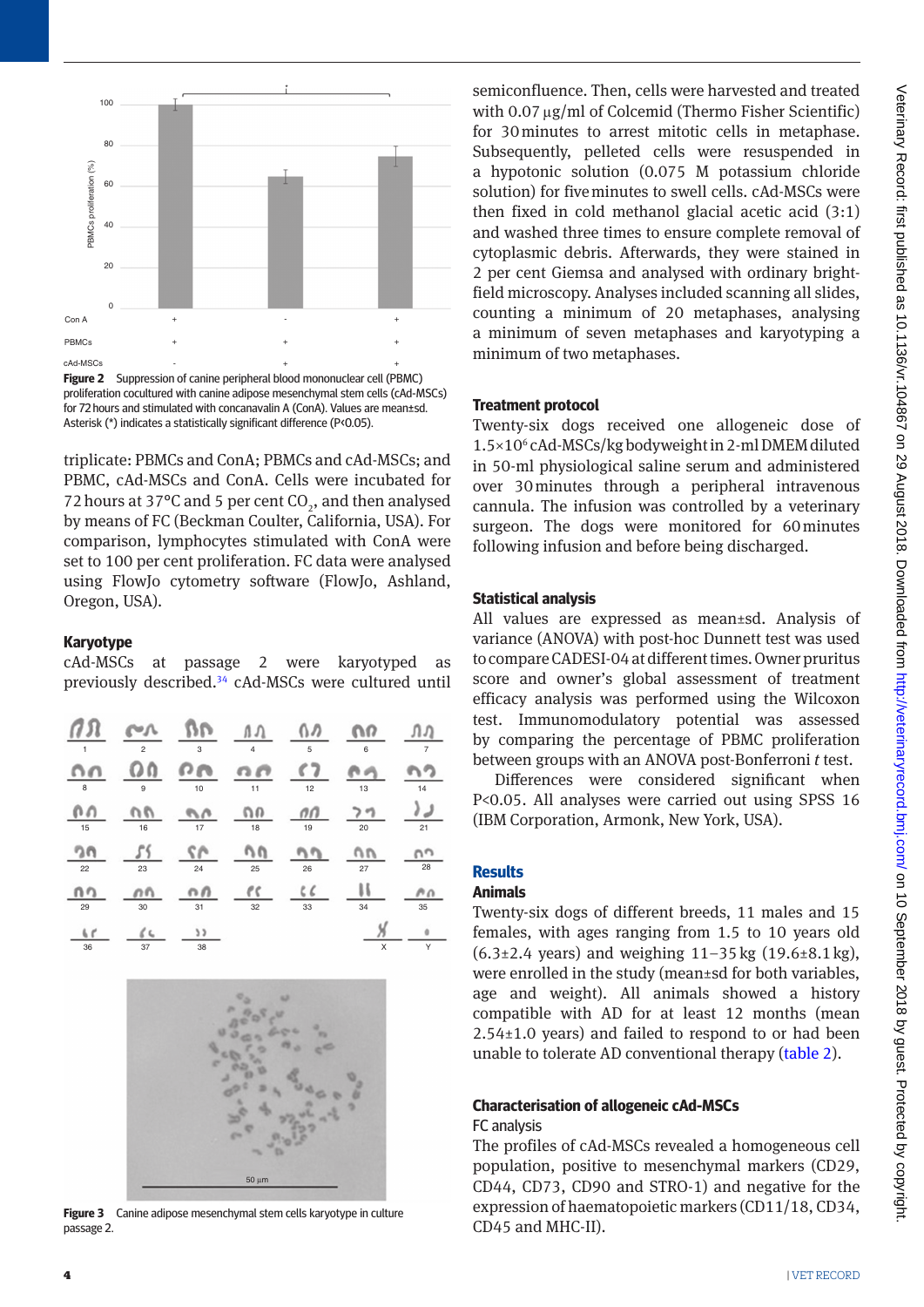Figure 2 Suppression of canine peripheral blood mononuclear cell (PBMC) proliferation cocultured with canine adipose mesenchymal stem cells (cAd-MSCs) for 72 hours and stimulated with concanavalin A (ConA). Values are mean±sd. Asterisk (*) indicates a statistically significant difference (P<0.05).

triplicate: PBMCs and ConA; PBMCs and cAd-MSCs; and PBMC, cAd-MSCs and ConA. Cells were incubated for 72 hours at 37°C and 5 per cent $CO_2$, and then analysed by means of FC (Beckman Coulter, California, USA). For comparison, lymphocytes stimulated with ConA were set to 100 per cent proliferation. FC data were analysed using FlowJo cytometry software (FlowJo, Ashland, Oregon, USA).

### Karyotype

cAd-MSCs at passage 2 were karyotyped as previously described.[34] cAd-MSCs were cultured until semiconfluence. Then, cells were harvested and treated with 0.07 µg/ml of Colcemid (Thermo Fisher Scientific) for 30 minutes to arrest mitotic cells in metaphase. Subsequently, pelleted cells were resuspended in a hypotonic solution (0.075 M potassium chloride solution) for five minutes to swell cells. cAd-MSCs were then fixed in cold methanol glacial acetic acid (3:1) and washed three times to ensure complete removal of cytoplasmic debris. Afterwards, they were stained in 2 per cent Giemsa and analysed with ordinary bright-field microscopy. Analyses included scanning all slides, counting a minimum of 20 metaphases, analysing a minimum of seven metaphases and karyotyping a minimum of two metaphases.

Figure 3 Canine adipose mesenchymal stem cells karyotype in culture passage 2.

### Treatment protocol

Twenty-six dogs received one allogeneic dose of $1.5\times10^6$ cAd-MSCs/kg bodyweight in 2-ml DMEM diluted in 50-ml physiological saline serum and administered over 30 minutes through a peripheral intravenous cannula. The infusion was controlled by a veterinary surgeon. The dogs were monitored for 60 minutes following infusion and before being discharged.

### Statistical analysis

All values are expressed as mean±sd. Analysis of variance (ANOVA) with post-hoc Dunnett test was used to compare CADESI-04 at different times. Owner pruritus score and owner's global assessment of treatment efficacy analysis was performed using the Wilcoxon test. Immunomodulatory potential was assessed by comparing the percentage of PBMC proliferation between groups with an ANOVA post-Bonferroni *t* test.

Differences were considered significant when P<0.05. All analyses were carried out using SPSS 16 (IBM Corporation, Armonk, New York, USA).

## Results

### Animals

Twenty-six dogs of different breeds, 11 males and 15 females, with ages ranging from 1.5 to 10 years old (6.3±2.4 years) and weighing 11–35 kg (19.6±8.1 kg), were enrolled in the study (mean±sd for both variables, age and weight). All animals showed a history compatible with AD for at least 12 months (mean 2.54±1.0 years) and failed to respond to or had been unable to tolerate AD conventional therapy (table 2).

### Characterisation of allogeneic cAd-MSCs

FC analysis

The profiles of cAd-MSCs revealed a homogeneous cell population, positive to mesenchymal markers (CD29, CD44, CD73, CD90 and STRO-1) and negative for the expression of haematopoietic markers (CD11/18, CD34, CD45 and MHC-II).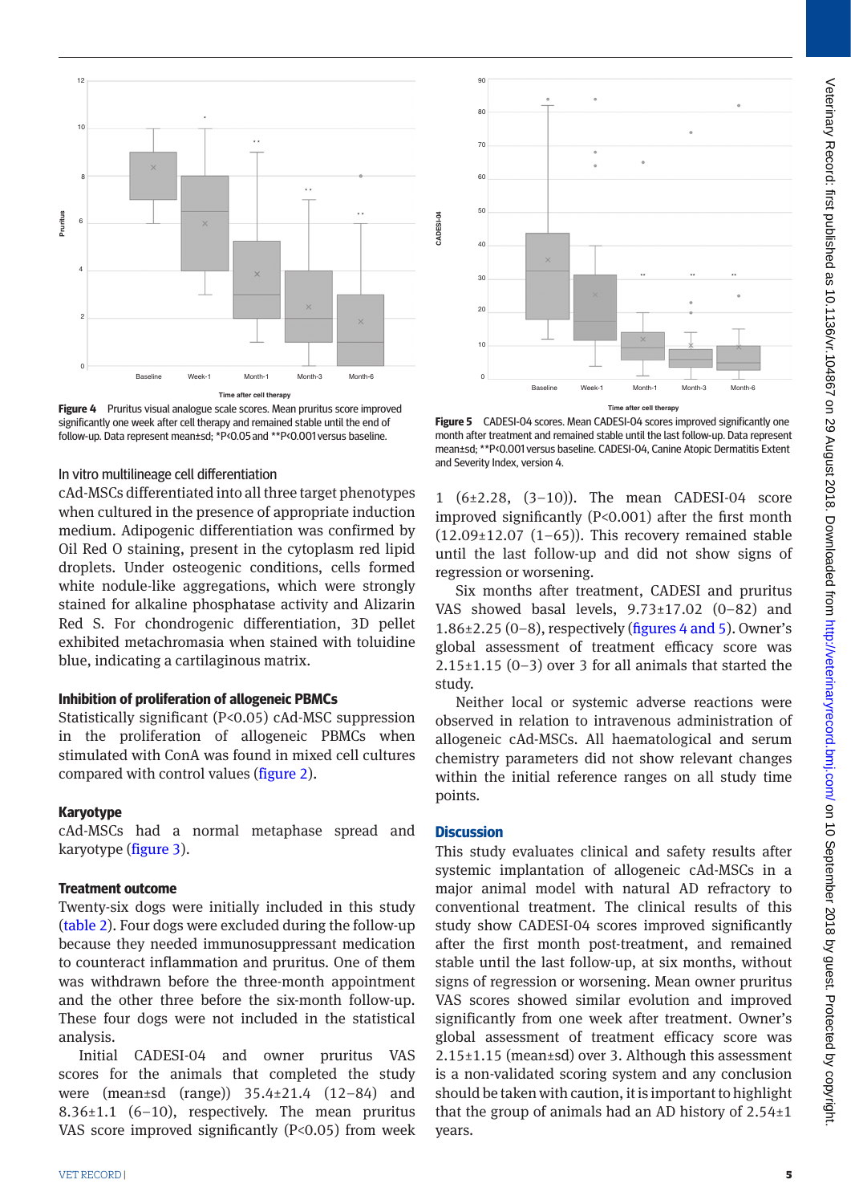Figure 4 Pruritus visual analogue scale scores. Mean pruritus score improved significantly one week after cell therapy and remained stable until the end of follow-up. Data represent mean±sd; *P<0.05 and **P<0.001 versus baseline.

Figure 5 CADESI-04 scores. Mean CADESI-04 scores improved significantly one month after treatment and remained stable until the last follow-up. Data represent mean±sd; **P<0.001 versus baseline. CADESI-04, Canine Atopic Dermatitis Extent and Severity Index, version 4.

### In vitro multilineage cell differentiation

cAd-MSCs differentiated into all three target phenotypes when cultured in the presence of appropriate induction medium. Adipogenic differentiation was confirmed by Oil Red O staining, present in the cytoplasm red lipid droplets. Under osteogenic conditions, cells formed white nodule-like aggregations, which were strongly stained for alkaline phosphatase activity and Alizarin Red S. For chondrogenic differentiation, 3D pellet exhibited metachromasia when stained with toluidine blue, indicating a cartilaginous matrix.

### Inhibition of proliferation of allogeneic PBMCs

Statistically significant (P<0.05) cAd-MSC suppression in the proliferation of allogeneic PBMCs when stimulated with ConA was found in mixed cell cultures compared with control values (figure 2).

### Karyotype

cAd-MSCs had a normal metaphase spread and karyotype (figure 3).

### Treatment outcome

Twenty-six dogs were initially included in this study (table 2). Four dogs were excluded during the follow-up because they needed immunosuppressant medication to counteract inflammation and pruritus. One of them was withdrawn before the three-month appointment and the other three before the six-month follow-up. These four dogs were not included in the statistical analysis.

Initial CADESI-04 and owner pruritus VAS scores for the animals that completed the study were (mean±sd (range)) 35.4±21.4 (12–84) and 8.36±1.1 (6–10), respectively. The mean pruritus VAS score improved significantly (P<0.05) from week 1 (6±2.28, (3–10)). The mean CADESI-04 score improved significantly (P<0.001) after the first month (12.09±12.07 (1–65)). This recovery remained stable until the last follow-up and did not show signs of regression or worsening.

Six months after treatment, CADESI and pruritus VAS showed basal levels, 9.73±17.02 (0–82) and 1.86±2.25 (0–8), respectively (figures 4 and 5). Owner's global assessment of treatment efficacy score was 2.15±1.15 (0–3) over 3 for all animals that started the study.

Neither local or systemic adverse reactions were observed in relation to intravenous administration of allogeneic cAd-MSCs. All haematological and serum chemistry parameters did not show relevant changes within the initial reference ranges on all study time points.

## Discussion

This study evaluates clinical and safety results after systemic implantation of allogeneic cAd-MSCs in a major animal model with natural AD refractory to conventional treatment. The clinical results of this study show CADESI-04 scores improved significantly after the first month post-treatment, and remained stable until the last follow-up, at six months, without signs of regression or worsening. Mean owner pruritus VAS scores showed similar evolution and improved significantly from one week after treatment. Owner's global assessment of treatment efficacy score was 2.15±1.15 (mean±sd) over 3. Although this assessment is a non-validated scoring system and any conclusion should be taken with caution, it is important to highlight that the group of animals had an AD history of 2.54±1 years.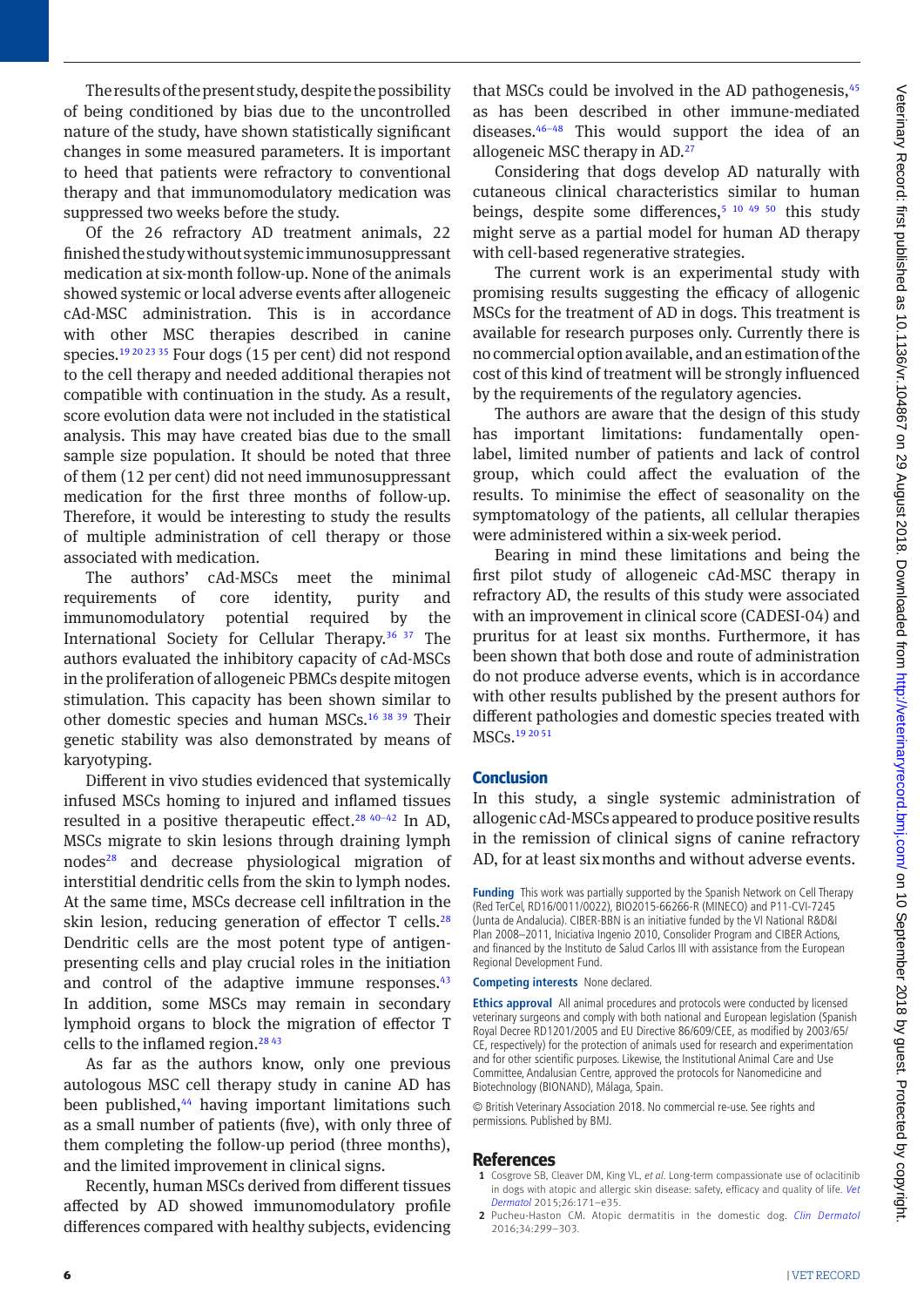The results of the present study, despite the possibility of being conditioned by bias due to the uncontrolled nature of the study, have shown statistically significant changes in some measured parameters. It is important to heed that patients were refractory to conventional therapy and that immunomodulatory medication was suppressed two weeks before the study.

Of the 26 refractory AD treatment animals, 22 finished the study without systemic immunosuppressant medication at six-month follow-up. None of the animals showed systemic or local adverse events after allogeneic cAd-MSC administration. This is in accordance with other MSC therapies described in canine species.[19 20 23 35] Four dogs (15 per cent) did not respond to the cell therapy and needed additional therapies not compatible with continuation in the study. As a result, score evolution data were not included in the statistical analysis. This may have created bias due to the small sample size population. It should be noted that three of them (12 per cent) did not need immunosuppressant medication for the first three months of follow-up. Therefore, it would be interesting to study the results of multiple administration of cell therapy or those associated with medication.

The authors' cAd-MSCs meet the minimal requirements of core identity, purity and immunomodulatory potential required by the International Society for Cellular Therapy.[36 37] The authors evaluated the inhibitory capacity of cAd-MSCs in the proliferation of allogeneic PBMCs despite mitogen stimulation. This capacity has been shown similar to other domestic species and human MSCs.[16 38 39] Their genetic stability was also demonstrated by means of karyotyping.

Different in vivo studies evidenced that systemically infused MSCs homing to injured and inflamed tissues resulted in a positive therapeutic effect.[28 40–42] In AD, MSCs migrate to skin lesions through draining lymph nodes[28] and decrease physiological migration of interstitial dendritic cells from the skin to lymph nodes. At the same time, MSCs decrease cell infiltration in the skin lesion, reducing generation of effector T cells.[28] Dendritic cells are the most potent type of antigen-presenting cells and play crucial roles in the initiation and control of the adaptive immune responses.[43] In addition, some MSCs may remain in secondary lymphoid organs to block the migration of effector T cells to the inflamed region.[28 43]

As far as the authors know, only one previous autologous MSC cell therapy study in canine AD has been published,[44] having important limitations such as a small number of patients (five), with only three of them completing the follow-up period (three months), and the limited improvement in clinical signs.

Recently, human MSCs derived from different tissues affected by AD showed immunomodulatory profile differences compared with healthy subjects, evidencing that MSCs could be involved in the AD pathogenesis,[45] as has been described in other immune-mediated diseases.[46–48] This would support the idea of an allogeneic MSC therapy in AD.[27]

Considering that dogs develop AD naturally with cutaneous clinical characteristics similar to human beings, despite some differences,[5 10 49 50] this study might serve as a partial model for human AD therapy with cell-based regenerative strategies.

The current work is an experimental study with promising results suggesting the efficacy of allogenic MSCs for the treatment of AD in dogs. This treatment is available for research purposes only. Currently there is no commercial option available, and an estimation of the cost of this kind of treatment will be strongly influenced by the requirements of the regulatory agencies.

The authors are aware that the design of this study has important limitations: fundamentally open-label, limited number of patients and lack of control group, which could affect the evaluation of the results. To minimise the effect of seasonality on the symptomatology of the patients, all cellular therapies were administered within a six-week period.

Bearing in mind these limitations and being the first pilot study of allogeneic cAd-MSC therapy in refractory AD, the results of this study were associated with an improvement in clinical score (CADESI-04) and pruritus for at least six months. Furthermore, it has been shown that both dose and route of administration do not produce adverse events, which is in accordance with other results published by the present authors for different pathologies and domestic species treated with MSCs.[19 20 51]

## Conclusion

In this study, a single systemic administration of allogenic cAd-MSCs appeared to produce positive results in the remission of clinical signs of canine refractory AD, for at least six months and without adverse events.

**Funding** This work was partially supported by the Spanish Network on Cell Therapy (Red TerCel, RD16/0011/0022), BIO2015-66266-R (MINECO) and P11-CVI-7245 (Junta de Andalucia). CIBER-BBN is an initiative funded by the VI National R&D&I Plan 2008–2011, Iniciativa Ingenio 2010, Consolider Program and CIBER Actions, and financed by the Instituto de Salud Carlos III with assistance from the European Regional Development Fund.

**Competing interests** None declared.

**Ethics approval** All animal procedures and protocols were conducted by licensed veterinary surgeons and comply with both national and European legislation (Spanish Royal Decree RD1201/2005 and EU Directive 86/609/CEE, as modified by 2003/65/CE, respectively) for the protection of animals used for research and experimentation and for other scientific purposes. Likewise, the Institutional Animal Care and Use Committee, Andalusian Centre, approved the protocols for Nanomedicine and Biotechnology (BIONAND), Málaga, Spain.

© British Veterinary Association 2018. No commercial re-use. See rights and permissions. Published by BMJ.

## References

1. Cosgrove SB, Cleaver DM, King VL, *et al*. Long-term compassionate use of oclacitinib in dogs with atopic and allergic skin disease: safety, efficacy and quality of life. *Vet Dermatol* 2015;26:171–e35.
2. Pucheu-Haston CM. Atopic dermatitis in the domestic dog. *Clin Dermatol* 2016;34:299–303.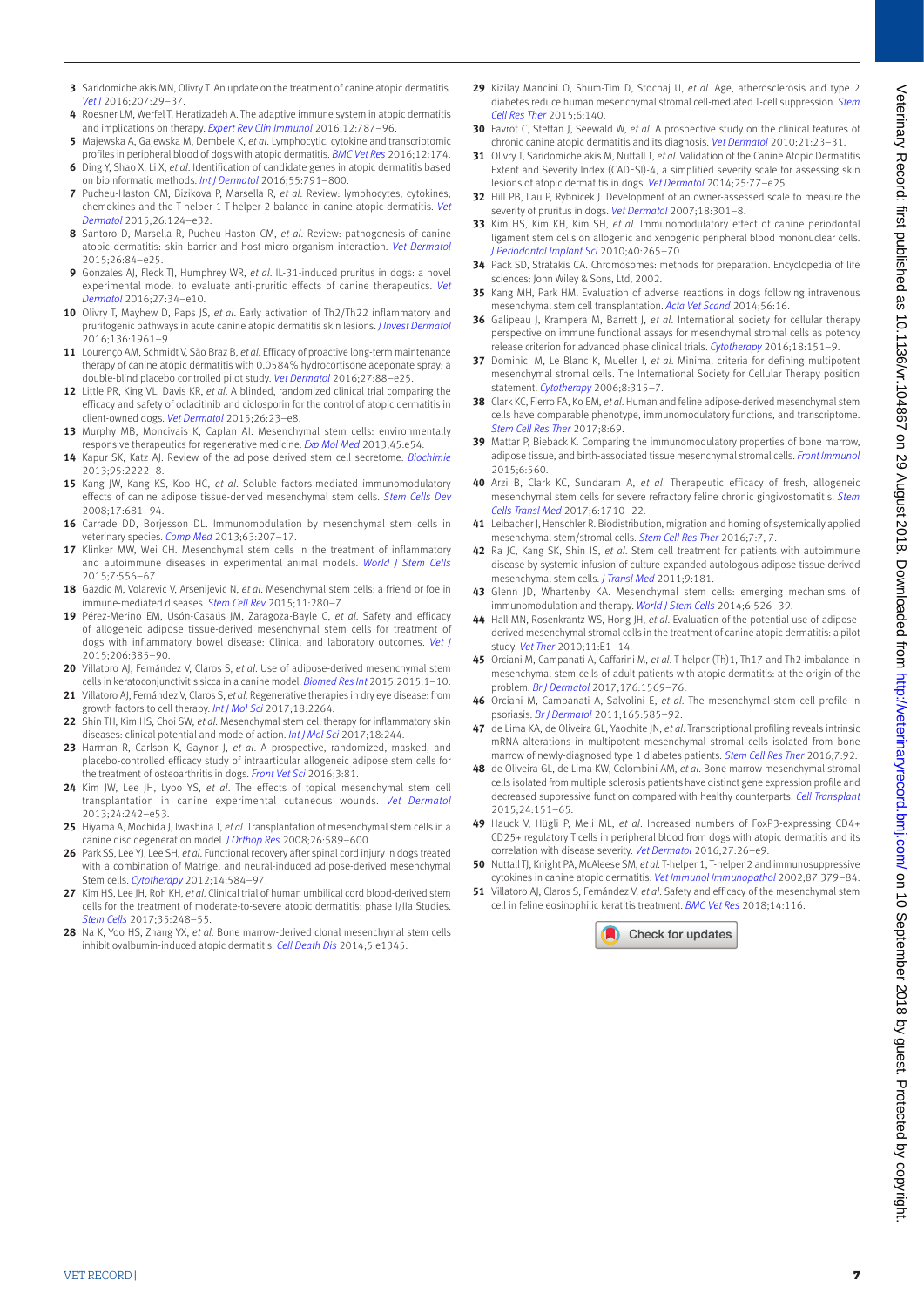3 Saridomichelakis MN, Olivry T. An update on the treatment of canine atopic dermatitis. *Vet J* 2016;207:29–37.

4 Roesner LM, Werfel T, Heratizadeh A. The adaptive immune system in atopic dermatitis and implications on therapy. *Expert Rev Clin Immunol* 2016;12:787–96.

5 Majewska A, Gajewska M, Dembele K, *et al*. Lymphocytic, cytokine and transcriptomic profiles in peripheral blood of dogs with atopic dermatitis. *BMC Vet Res* 2016;12:174.

6 Ding Y, Shao X, Li X, *et al*. Identification of candidate genes in atopic dermatitis based on bioinformatic methods. *Int J Dermatol* 2016;55:791–800.

7 Pucheu-Haston CM, Bizikova P, Marsella R, *et al*. Review: lymphocytes, cytokines, chemokines and the T-helper 1-T-helper 2 balance in canine atopic dermatitis. *Vet Dermatol* 2015;26:124–e32.

8 Santoro D, Marsella R, Pucheu-Haston CM, *et al*. Review: pathogenesis of canine atopic dermatitis: skin barrier and host-micro-organism interaction. *Vet Dermatol* 2015;26:84–e25.

9 Gonzales AJ, Fleck TJ, Humphrey WR, *et al*. IL-31-induced pruritus in dogs: a novel experimental model to evaluate anti-pruritic effects of canine therapeutics. *Vet Dermatol* 2016;27:34–e10.

10 Olivry T, Mayhew D, Paps JS, *et al*. Early activation of Th2/Th22 inflammatory and pruritogenic pathways in acute canine atopic dermatitis skin lesions. *J Invest Dermatol* 2016;136:1961–9.

11 Lourenço AM, Schmidt V, São Braz B, *et al*. Efficacy of proactive long-term maintenance therapy of canine atopic dermatitis with 0.0584% hydrocortisone aceponate spray: a double-blind placebo controlled pilot study. *Vet Dermatol* 2016;27:88–e25.

12 Little PR, King VL, Davis KR, *et al*. A blinded, randomized clinical trial comparing the efficacy and safety of oclacitinib and ciclosporin for the control of atopic dermatitis in client-owned dogs. *Vet Dermatol* 2015;26:23–e8.

13 Murphy MB, Moncivais K, Caplan AI. Mesenchymal stem cells: environmentally responsive therapeutics for regenerative medicine. *Exp Mol Med* 2013;45:e54.

14 Kapur SK, Katz AJ. Review of the adipose derived stem cell secretome. *Biochimie* 2013;95:2222–8.

15 Kang JW, Kang KS, Koo HC, *et al*. Soluble factors-mediated immunomodulatory effects of canine adipose tissue-derived mesenchymal stem cells. *Stem Cells Dev* 2008;17:681–94.

16 Carrade DD, Borjesson DL. Immunomodulation by mesenchymal stem cells in veterinary species. *Comp Med* 2013;63:207–17.

17 Klinker MW, Wei CH. Mesenchymal stem cells in the treatment of inflammatory and autoimmune diseases in experimental animal models. *World J Stem Cells* 2015;7:556–67.

18 Gazdic M, Volarevic V, Arsenijevic N, *et al*. Mesenchymal stem cells: a friend or foe in immune-mediated diseases. *Stem Cell Rev* 2015;11:280–7.

19 Pérez-Merino EM, Usón-Casaús JM, Zaragoza-Bayle C, *et al*. Safety and efficacy of allogeneic adipose tissue-derived mesenchymal stem cells for treatment of dogs with inflammatory bowel disease: Clinical and laboratory outcomes. *Vet J* 2015;206:385–90.

20 Villatoro AJ, Fernández V, Claros S, *et al*. Use of adipose-derived mesenchymal stem cells in keratoconjunctivitis sicca in a canine model. *Biomed Res Int* 2015;2015:1–10.

21 Villatoro AJ, Fernández V, Claros S, *et al*. Regenerative therapies in dry eye disease: from growth factors to cell therapy. *Int J Mol Sci* 2017;18:2264.

22 Shin TH, Kim HS, Choi SW, *et al*. Mesenchymal stem cell therapy for inflammatory skin diseases: clinical potential and mode of action. *Int J Mol Sci* 2017;18:244.

23 Harman R, Carlson K, Gaynor J, *et al*. A prospective, randomized, masked, and placebo-controlled efficacy study of intraarticular allogeneic adipose stem cells for the treatment of osteoarthritis in dogs. *Front Vet Sci* 2016;3:81.

24 Kim JW, Lee JH, Lyoo YS, *et al*. The effects of topical mesenchymal stem cell transplantation in canine experimental cutaneous wounds. *Vet Dermatol* 2013;24:242–e53.

25 Hiyama A, Mochida J, Iwashina T, *et al*. Transplantation of mesenchymal stem cells in a canine disc degeneration model. *J Orthop Res* 2008;26:589–600.

26 Park SS, Lee YJ, Lee SH, *et al*. Functional recovery after spinal cord injury in dogs treated with a combination of Matrigel and neural-induced adipose-derived mesenchymal Stem cells. *Cytotherapy* 2012;14:584–97.

27 Kim HS, Lee JH, Roh KH, *et al*. Clinical trial of human umbilical cord blood-derived stem cells for the treatment of moderate-to-severe atopic dermatitis: phase I/IIa Studies. *Stem Cells* 2017;35:248–55.

28 Na K, Yoo HS, Zhang YX, *et al*. Bone marrow-derived clonal mesenchymal stem cells inhibit ovalbumin-induced atopic dermatitis. *Cell Death Dis* 2014;5:e1345.

29 Kizilay Mancini O, Shum-Tim D, Stochaj U, *et al*. Age, atherosclerosis and type 2 diabetes reduce human mesenchymal stromal cell-mediated T-cell suppression. *Stem Cell Res Ther* 2015;6:140.

30 Favrot C, Steffan J, Seewald W, *et al*. A prospective study on the clinical features of chronic canine atopic dermatitis and its diagnosis. *Vet Dermatol* 2010;21:23–31.

31 Olivry T, Saridomichelakis M, Nuttall T, *et al*. Validation of the Canine Atopic Dermatitis Extent and Severity Index (CADESI)-4, a simplified severity scale for assessing skin lesions of atopic dermatitis in dogs. *Vet Dermatol* 2014;25:77–e25.

32 Hill PB, Lau P, Rybnicek J. Development of an owner-assessed scale to measure the severity of pruritus in dogs. *Vet Dermatol* 2007;18:301–8.

33 Kim HS, Kim KH, Kim SH, *et al*. Immunomodulatory effect of canine periodontal ligament stem cells on allogenic and xenogenic peripheral blood mononuclear cells. *J Periodontal Implant Sci* 2010;40:265–70.

34 Pack SD, Stratakis CA. Chromosomes: methods for preparation. Encyclopedia of life sciences: John Wiley & Sons, Ltd, 2002.

35 Kang MH, Park HM. Evaluation of adverse reactions in dogs following intravenous mesenchymal stem cell transplantation. *Acta Vet Scand* 2014;56:16.

36 Galipeau J, Krampera M, Barrett J, *et al*. International society for cellular therapy perspective on immune functional assays for mesenchymal stromal cells as potency release criterion for advanced phase clinical trials. *Cytotherapy* 2016;18:151–9.

37 Dominici M, Le Blanc K, Mueller I, *et al*. Minimal criteria for defining multipotent mesenchymal stromal cells. The International Society for Cellular Therapy position statement. *Cytotherapy* 2006;8:315–7.

38 Clark KC, Fierro FA, Ko EM, *et al*. Human and feline adipose-derived mesenchymal stem cells have comparable phenotype, immunomodulatory functions, and transcriptome. *Stem Cell Res Ther* 2017;8:69.

39 Mattar P, Bieback K. Comparing the immunomodulatory properties of bone marrow, adipose tissue, and birth-associated tissue mesenchymal stromal cells. *Front Immunol* 2015;6:560.

40 Arzi B, Clark KC, Sundaram A, *et al*. Therapeutic efficacy of fresh, allogeneic mesenchymal stem cells for severe refractory feline chronic gingivostomatitis. *Stem Cells Transl Med* 2017;6:1710–22.

41 Leibacher J, Henschler R. Biodistribution, migration and homing of systemically applied mesenchymal stem/stromal cells. *Stem Cell Res Ther* 2016;7:7, 7.

42 Ra JC, Kang SK, Shin IS, *et al*. Stem cell treatment for patients with autoimmune disease by systemic infusion of culture-expanded autologous adipose tissue derived mesenchymal stem cells. *J Transl Med* 2011;9:181.

43 Glenn JD, Whartenby KA. Mesenchymal stem cells: emerging mechanisms of immunomodulation and therapy. *World J Stem Cells* 2014;6:526–39.

44 Hall MN, Rosenkrantz WS, Hong JH, *et al*. Evaluation of the potential use of adipose-derived mesenchymal stromal cells in the treatment of canine atopic dermatitis: a pilot study. *Vet Ther* 2010;11:E1–14.

45 Orciani M, Campanati A, Caffarini M, *et al*. T helper (Th)1, Th17 and Th2 imbalance in mesenchymal stem cells of adult patients with atopic dermatitis: at the origin of the problem. *Br J Dermatol* 2017;176:1569–76.

46 Orciani M, Campanati A, Salvolini E, *et al*. The mesenchymal stem cell profile in psoriasis. *Br J Dermatol* 2011;165:585–92.

47 de Lima KA, de Oliveira GL, Yaochite JN, *et al*. Transcriptional profiling reveals intrinsic mRNA alterations in multipotent mesenchymal stromal cells isolated from bone marrow of newly-diagnosed type 1 diabetes patients. *Stem Cell Res Ther* 2016;7:92.

48 de Oliveira GL, de Lima KW, Colombini AM, *et al*. Bone marrow mesenchymal stromal cells isolated from multiple sclerosis patients have distinct gene expression profile and decreased suppressive function compared with healthy counterparts. *Cell Transplant* 2015;24:151–65.

49 Hauck V, Hügli P, Meli ML, *et al*. Increased numbers of FoxP3-expressing CD4+ CD25+ regulatory T cells in peripheral blood from dogs with atopic dermatitis and its correlation with disease severity. *Vet Dermatol* 2016;27:26–e9.

50 Nuttall TJ, Knight PA, McAleese SM, *et al*. T-helper 1, T-helper 2 and immunosuppressive cytokines in canine atopic dermatitis. *Vet Immunol Immunopathol* 2002;87:379–84.

51 Villatoro AJ, Claros S, Fernández V, *et al*. Safety and efficacy of the mesenchymal stem cell in feline eosinophilic keratitis treatment. *BMC Vet Res* 2018;14:116.